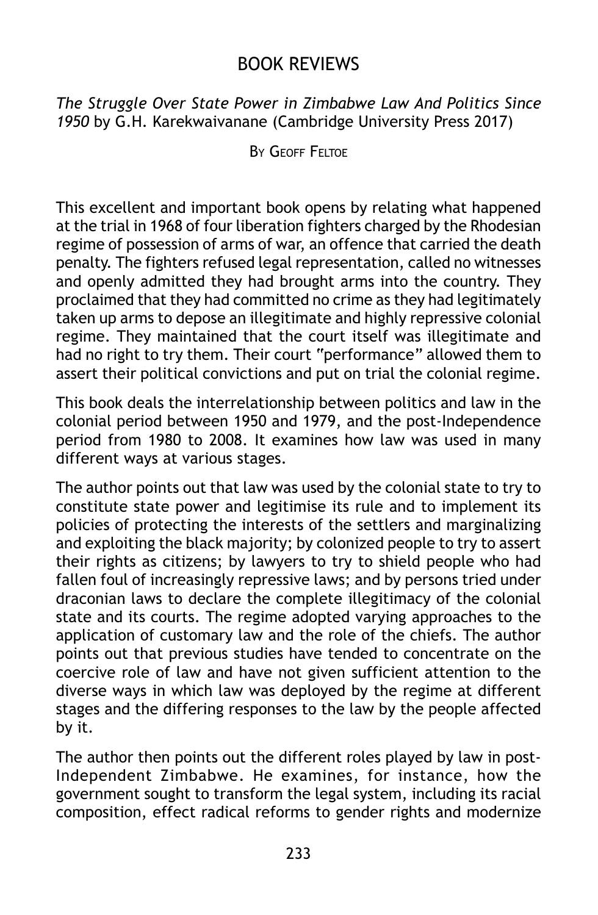# BOOK REVIEWS

*The Struggle Over State Power in Zimbabwe Law And Politics Since 1950* by G.H. Karekwaivanane (Cambridge University Press 2017)

By Geoff Feltoe

This excellent and important book opens by relating what happened at the trial in 1968 of four liberation fighters charged by the Rhodesian regime of possession of arms of war, an offence that carried the death penalty. The fighters refused legal representation, called no witnesses and openly admitted they had brought arms into the country. They proclaimed that they had committed no crime as they had legitimately taken up arms to depose an illegitimate and highly repressive colonial regime. They maintained that the court itself was illegitimate and had no right to try them. Their court "performance" allowed them to assert their political convictions and put on trial the colonial regime.

This book deals the interrelationship between politics and law in the colonial period between 1950 and 1979, and the post-Independence period from 1980 to 2008. It examines how law was used in many different ways at various stages.

The author points out that law was used by the colonial state to try to constitute state power and legitimise its rule and to implement its policies of protecting the interests of the settlers and marginalizing and exploiting the black majority; by colonized people to try to assert their rights as citizens; by lawyers to try to shield people who had fallen foul of increasingly repressive laws; and by persons tried under draconian laws to declare the complete illegitimacy of the colonial state and its courts. The regime adopted varying approaches to the application of customary law and the role of the chiefs. The author points out that previous studies have tended to concentrate on the coercive role of law and have not given sufficient attention to the diverse ways in which law was deployed by the regime at different stages and the differing responses to the law by the people affected by it.

The author then points out the different roles played by law in post-Independent Zimbabwe. He examines, for instance, how the government sought to transform the legal system, including its racial composition, effect radical reforms to gender rights and modernize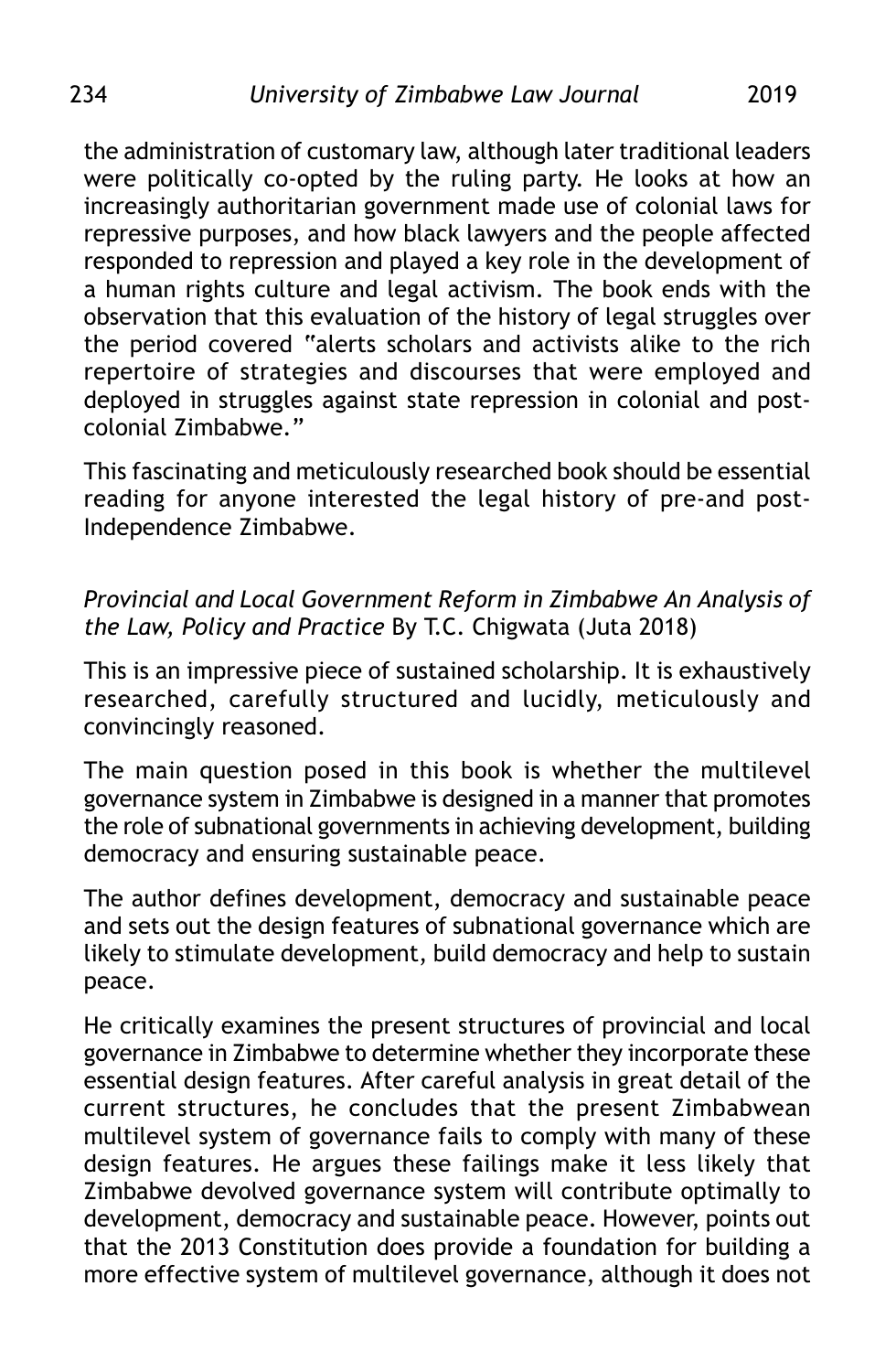the administration of customary law, although later traditional leaders were politically co-opted by the ruling party. He looks at how an increasingly authoritarian government made use of colonial laws for repressive purposes, and how black lawyers and the people affected responded to repression and played a key role in the development of a human rights culture and legal activism. The book ends with the observation that this evaluation of the history of legal struggles over the period covered "alerts scholars and activists alike to the rich repertoire of strategies and discourses that were employed and deployed in struggles against state repression in colonial and post-colonial Zimbabwe."

This fascinating and meticulously researched book should be essential reading for anyone interested the legal history of pre-and post-Independence Zimbabwe.

*Provincial and Local Government Reform in Zimbabwe An Analysis of the Law, Policy and Practice* By T.C. Chigwata (Juta 2018)

This is an impressive piece of sustained scholarship. It is exhaustively researched, carefully structured and lucidly, meticulously and convincingly reasoned.

The main question posed in this book is whether the multilevel governance system in Zimbabwe is designed in a manner that promotes the role of subnational governments in achieving development, building democracy and ensuring sustainable peace.

The author defines development, democracy and sustainable peace and sets out the design features of subnational governance which are likely to stimulate development, build democracy and help to sustain peace.

He critically examines the present structures of provincial and local governance in Zimbabwe to determine whether they incorporate these essential design features. After careful analysis in great detail of the current structures, he concludes that the present Zimbabwean multilevel system of governance fails to comply with many of these design features. He argues these failings make it less likely that Zimbabwe devolved governance system will contribute optimally to development, democracy and sustainable peace. However, points out that the 2013 Constitution does provide a foundation for building a more effective system of multilevel governance, although it does not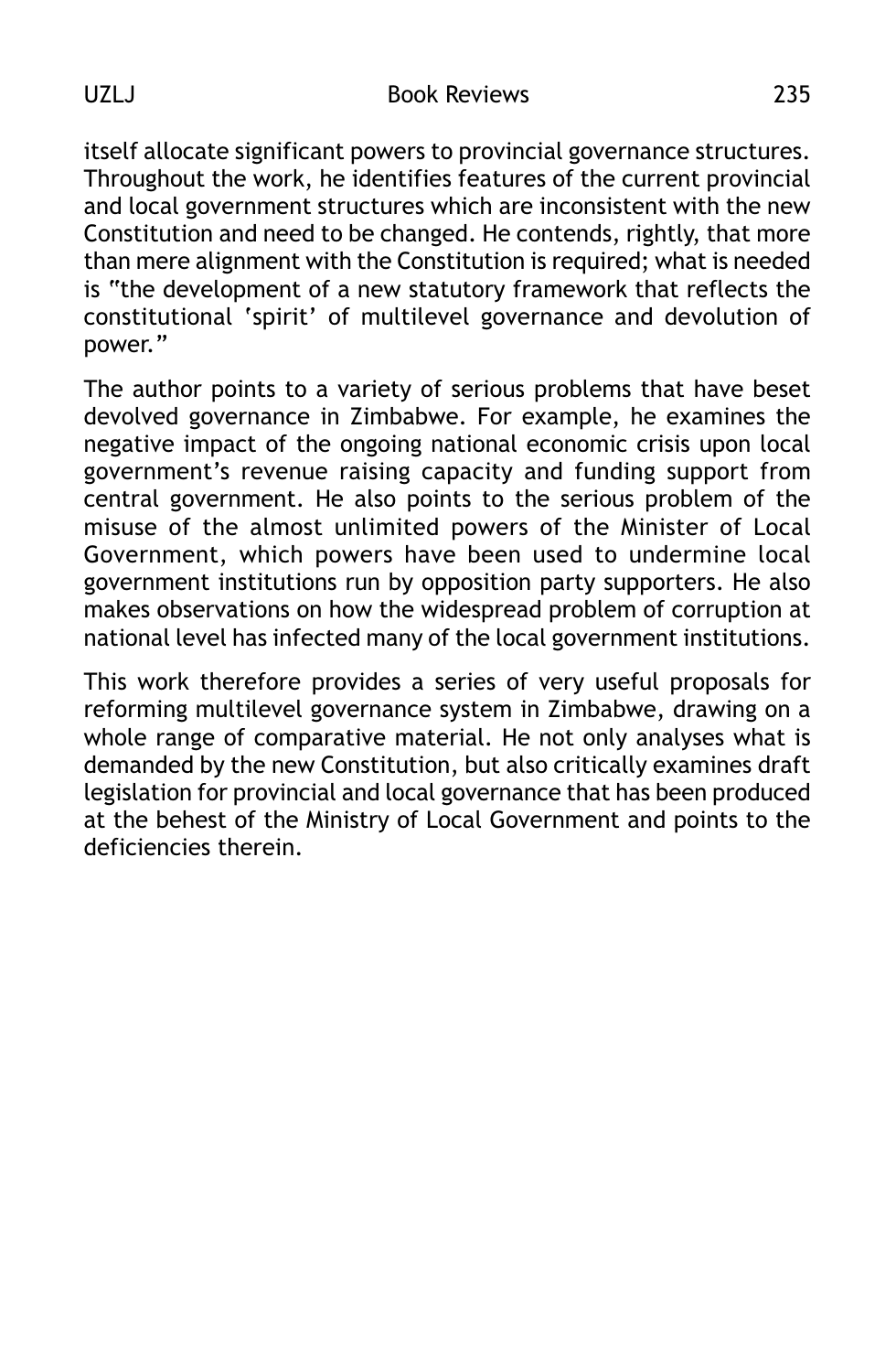itself allocate significant powers to provincial governance structures. Throughout the work, he identifies features of the current provincial and local government structures which are inconsistent with the new Constitution and need to be changed. He contends, rightly, that more than mere alignment with the Constitution is required; what is needed is "the development of a new statutory framework that reflects the constitutional 'spirit' of multilevel governance and devolution of power."

The author points to a variety of serious problems that have beset devolved governance in Zimbabwe. For example, he examines the negative impact of the ongoing national economic crisis upon local government's revenue raising capacity and funding support from central government. He also points to the serious problem of the misuse of the almost unlimited powers of the Minister of Local Government, which powers have been used to undermine local government institutions run by opposition party supporters. He also makes observations on how the widespread problem of corruption at national level has infected many of the local government institutions.

This work therefore provides a series of very useful proposals for reforming multilevel governance system in Zimbabwe, drawing on a whole range of comparative material. He not only analyses what is demanded by the new Constitution, but also critically examines draft legislation for provincial and local governance that has been produced at the behest of the Ministry of Local Government and points to the deficiencies therein.